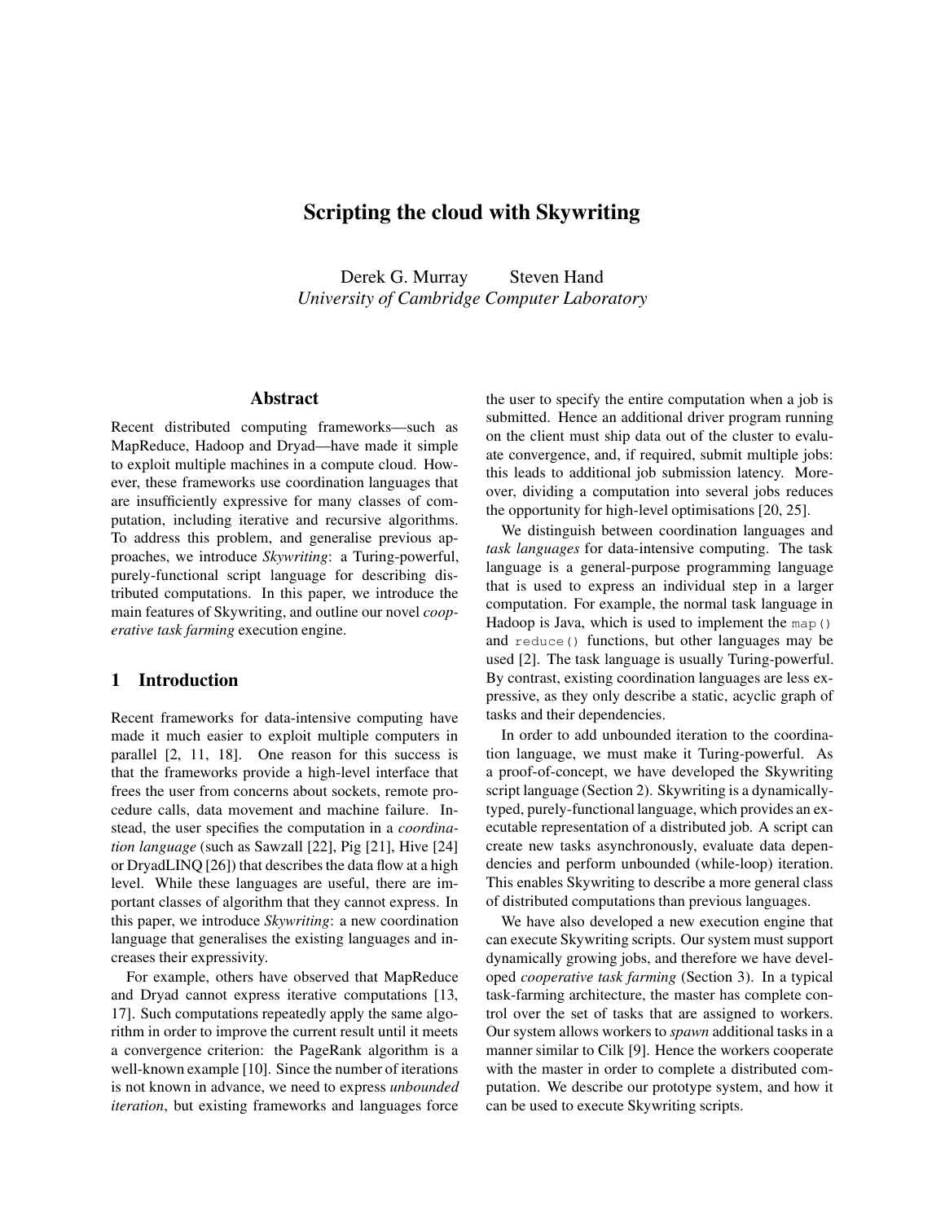# Scripting the cloud with Skywriting

Derek G. Murray   Steven Hand
*University of Cambridge Computer Laboratory*

## Abstract

Recent distributed computing frameworks—such as MapReduce, Hadoop and Dryad—have made it simple to exploit multiple machines in a compute cloud. However, these frameworks use coordination languages that are insufficiently expressive for many classes of computation, including iterative and recursive algorithms. To address this problem, and generalise previous approaches, we introduce *Skywriting*: a Turing-powerful, purely-functional script language for describing distributed computations. In this paper, we introduce the main features of Skywriting, and outline our novel *cooperative task farming* execution engine.

## 1 Introduction

Recent frameworks for data-intensive computing have made it much easier to exploit multiple computers in parallel [2, 11, 18]. One reason for this success is that the frameworks provide a high-level interface that frees the user from concerns about sockets, remote procedure calls, data movement and machine failure. Instead, the user specifies the computation in a *coordination language* (such as Sawzall [22], Pig [21], Hive [24] or DryadLINQ [26]) that describes the data flow at a high level. While these languages are useful, there are important classes of algorithm that they cannot express. In this paper, we introduce *Skywriting*: a new coordination language that generalises the existing languages and increases their expressivity.

For example, others have observed that MapReduce and Dryad cannot express iterative computations [13, 17]. Such computations repeatedly apply the same algorithm in order to improve the current result until it meets a convergence criterion: the PageRank algorithm is a well-known example [10]. Since the number of iterations is not known in advance, we need to express *unbounded iteration*, but existing frameworks and languages force the user to specify the entire computation when a job is submitted. Hence an additional driver program running on the client must ship data out of the cluster to evaluate convergence, and, if required, submit multiple jobs: this leads to additional job submission latency. Moreover, dividing a computation into several jobs reduces the opportunity for high-level optimisations [20, 25].

We distinguish between coordination languages and *task languages* for data-intensive computing. The task language is a general-purpose programming language that is used to express an individual step in a larger computation. For example, the normal task language in Hadoop is Java, which is used to implement the `map()` and `reduce()` functions, but other languages may be used [2]. The task language is usually Turing-powerful. By contrast, existing coordination languages are less expressive, as they only describe a static, acyclic graph of tasks and their dependencies.

In order to add unbounded iteration to the coordination language, we must make it Turing-powerful. As a proof-of-concept, we have developed the Skywriting script language (Section 2). Skywriting is a dynamically-typed, purely-functional language, which provides an executable representation of a distributed job. A script can create new tasks asynchronously, evaluate data dependencies and perform unbounded (while-loop) iteration. This enables Skywriting to describe a more general class of distributed computations than previous languages.

We have also developed a new execution engine that can execute Skywriting scripts. Our system must support dynamically growing jobs, and therefore we have developed *cooperative task farming* (Section 3). In a typical task-farming architecture, the master has complete control over the set of tasks that are assigned to workers. Our system allows workers to *spawn* additional tasks in a manner similar to Cilk [9]. Hence the workers cooperate with the master in order to complete a distributed computation. We describe our prototype system, and how it can be used to execute Skywriting scripts.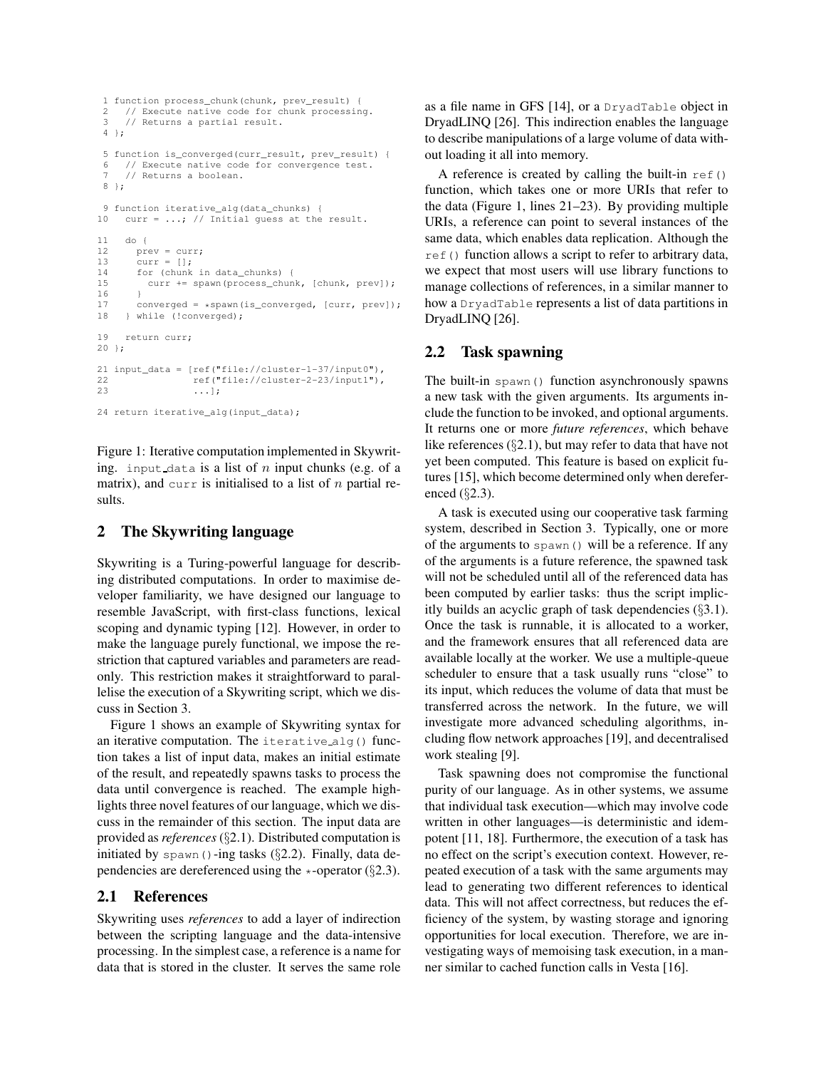```
 1 function process_chunk(chunk, prev_result) {
 2   // Execute native code for chunk processing.
 3   // Returns a partial result.
 4 };

 5 function is_converged(curr_result, prev_result) {
 6   // Execute native code for convergence test.
 7   // Returns a boolean.
 8 };

 9 function iterative_alg(data_chunks) {
10   curr = ...; // Initial guess at the result.

11   do {
12     prev = curr;
13     curr = [];
14     for (chunk in data_chunks) {
15       curr += spawn(process_chunk, [chunk, prev]);
16     }
17     converged = *spawn(is_converged, [curr, prev]);
18   } while (!converged);

19   return curr;
20 };

21 input_data = [ref("file://cluster-1-37/input0"),
22               ref("file://cluster-2-23/input1"),
23               ...];

24 return iterative_alg(input_data);
```

Figure 1: Iterative computation implemented in Skywriting. input_data is a list of $n$ input chunks (e.g. of a matrix), and curr is initialised to a list of $n$ partial results.

## 2 The Skywriting language

Skywriting is a Turing-powerful language for describing distributed computations. In order to maximise developer familiarity, we have designed our language to resemble JavaScript, with first-class functions, lexical scoping and dynamic typing [12]. However, in order to make the language purely functional, we impose the restriction that captured variables and parameters are read-only. This restriction makes it straightforward to parallelise the execution of a Skywriting script, which we discuss in Section 3.

Figure 1 shows an example of Skywriting syntax for an iterative computation. The iterative_alg() function takes a list of input data, makes an initial estimate of the result, and repeatedly spawns tasks to process the data until convergence is reached. The example highlights three novel features of our language, which we discuss in the remainder of this section. The input data are provided as *references* (§2.1). Distributed computation is initiated by spawn()-ing tasks (§2.2). Finally, data dependencies are dereferenced using the $\star$-operator (§2.3).

### 2.1 References

Skywriting uses *references* to add a layer of indirection between the scripting language and the data-intensive processing. In the simplest case, a reference is a name for data that is stored in the cluster. It serves the same role as a file name in GFS [14], or a DryadTable object in DryadLINQ [26]. This indirection enables the language to describe manipulations of a large volume of data without loading it all into memory.

A reference is created by calling the built-in ref() function, which takes one or more URIs that refer to the data (Figure 1, lines 21–23). By providing multiple URIs, a reference can point to several instances of the same data, which enables data replication. Although the ref() function allows a script to refer to arbitrary data, we expect that most users will use library functions to manage collections of references, in a similar manner to how a DryadTable represents a list of data partitions in DryadLINQ [26].

### 2.2 Task spawning

The built-in spawn() function asynchronously spawns a new task with the given arguments. Its arguments include the function to be invoked, and optional arguments. It returns one or more *future references*, which behave like references (§2.1), but may refer to data that have not yet been computed. This feature is based on explicit futures [15], which become determined only when dereferenced (§2.3).

A task is executed using our cooperative task farming system, described in Section 3. Typically, one or more of the arguments to spawn() will be a reference. If any of the arguments is a future reference, the spawned task will not be scheduled until all of the referenced data has been computed by earlier tasks: thus the script implicitly builds an acyclic graph of task dependencies (§3.1). Once the task is runnable, it is allocated to a worker, and the framework ensures that all referenced data are available locally at the worker. We use a multiple-queue scheduler to ensure that a task usually runs "close" to its input, which reduces the volume of data that must be transferred across the network. In the future, we will investigate more advanced scheduling algorithms, including flow network approaches [19], and decentralised work stealing [9].

Task spawning does not compromise the functional purity of our language. As in other systems, we assume that individual task execution—which may involve code written in other languages—is deterministic and idempotent [11, 18]. Furthermore, the execution of a task has no effect on the script's execution context. However, repeated execution of a task with the same arguments may lead to generating two different references to identical data. This will not affect correctness, but reduces the efficiency of the system, by wasting storage and ignoring opportunities for local execution. Therefore, we are investigating ways of memoising task execution, in a manner similar to cached function calls in Vesta [16].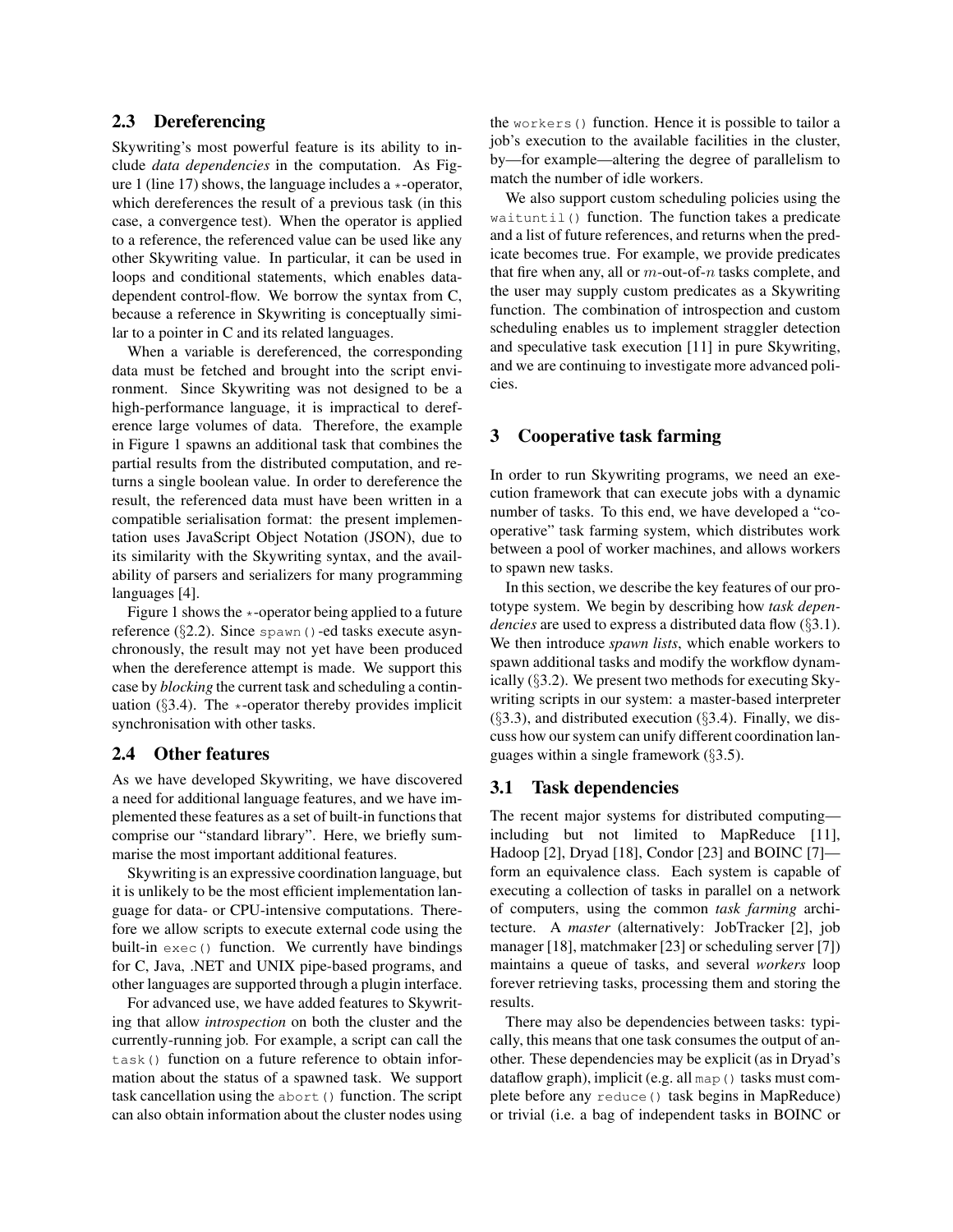### 2.3 Dereferencing

Skywriting's most powerful feature is its ability to include *data dependencies* in the computation. As Figure 1 (line 17) shows, the language includes a $\star$-operator, which dereferences the result of a previous task (in this case, a convergence test). When the operator is applied to a reference, the referenced value can be used like any other Skywriting value. In particular, it can be used in loops and conditional statements, which enables data-dependent control-flow. We borrow the syntax from C, because a reference in Skywriting is conceptually similar to a pointer in C and its related languages.

When a variable is dereferenced, the corresponding data must be fetched and brought into the script environment. Since Skywriting was not designed to be a high-performance language, it is impractical to dereference large volumes of data. Therefore, the example in Figure 1 spawns an additional task that combines the partial results from the distributed computation, and returns a single boolean value. In order to dereference the result, the referenced data must have been written in a compatible serialisation format: the present implementation uses JavaScript Object Notation (JSON), due to its similarity with the Skywriting syntax, and the availability of parsers and serializers for many programming languages [4].

Figure 1 shows the $\star$-operator being applied to a future reference (§2.2). Since `spawn()`-ed tasks execute asynchronously, the result may not yet have been produced when the dereference attempt is made. We support this case by *blocking* the current task and scheduling a continuation (§3.4). The $\star$-operator thereby provides implicit synchronisation with other tasks.

### 2.4 Other features

As we have developed Skywriting, we have discovered a need for additional language features, and we have implemented these features as a set of built-in functions that comprise our "standard library". Here, we briefly summarise the most important additional features.

Skywriting is an expressive coordination language, but it is unlikely to be the most efficient implementation language for data- or CPU-intensive computations. Therefore we allow scripts to execute external code using the built-in `exec()` function. We currently have bindings for C, Java, .NET and UNIX pipe-based programs, and other languages are supported through a plugin interface.

For advanced use, we have added features to Skywriting that allow *introspection* on both the cluster and the currently-running job. For example, a script can call the `task()` function on a future reference to obtain information about the status of a spawned task. We support task cancellation using the `abort()` function. The script can also obtain information about the cluster nodes using the `workers()` function. Hence it is possible to tailor a job's execution to the available facilities in the cluster, by—for example—altering the degree of parallelism to match the number of idle workers.

We also support custom scheduling policies using the `waituntil()` function. The function takes a predicate and a list of future references, and returns when the predicate becomes true. For example, we provide predicates that fire when any, all or $m$-out-of-$n$ tasks complete, and the user may supply custom predicates as a Skywriting function. The combination of introspection and custom scheduling enables us to implement straggler detection and speculative task execution [11] in pure Skywriting, and we are continuing to investigate more advanced policies.

## 3 Cooperative task farming

In order to run Skywriting programs, we need an execution framework that can execute jobs with a dynamic number of tasks. To this end, we have developed a "cooperative" task farming system, which distributes work between a pool of worker machines, and allows workers to spawn new tasks.

In this section, we describe the key features of our prototype system. We begin by describing how *task dependencies* are used to express a distributed data flow (§3.1). We then introduce *spawn lists*, which enable workers to spawn additional tasks and modify the workflow dynamically (§3.2). We present two methods for executing Skywriting scripts in our system: a master-based interpreter (§3.3), and distributed execution (§3.4). Finally, we discuss how our system can unify different coordination languages within a single framework (§3.5).

### 3.1 Task dependencies

The recent major systems for distributed computing—including but not limited to MapReduce [11], Hadoop [2], Dryad [18], Condor [23] and BOINC [7]—form an equivalence class. Each system is capable of executing a collection of tasks in parallel on a network of computers, using the common *task farming* architecture. A *master* (alternatively: JobTracker [2], job manager [18], matchmaker [23] or scheduling server [7]) maintains a queue of tasks, and several *workers* loop forever retrieving tasks, processing them and storing the results.

There may also be dependencies between tasks: typically, this means that one task consumes the output of another. These dependencies may be explicit (as in Dryad's dataflow graph), implicit (e.g. all `map()` tasks must complete before any `reduce()` task begins in MapReduce) or trivial (i.e. a bag of independent tasks in BOINC or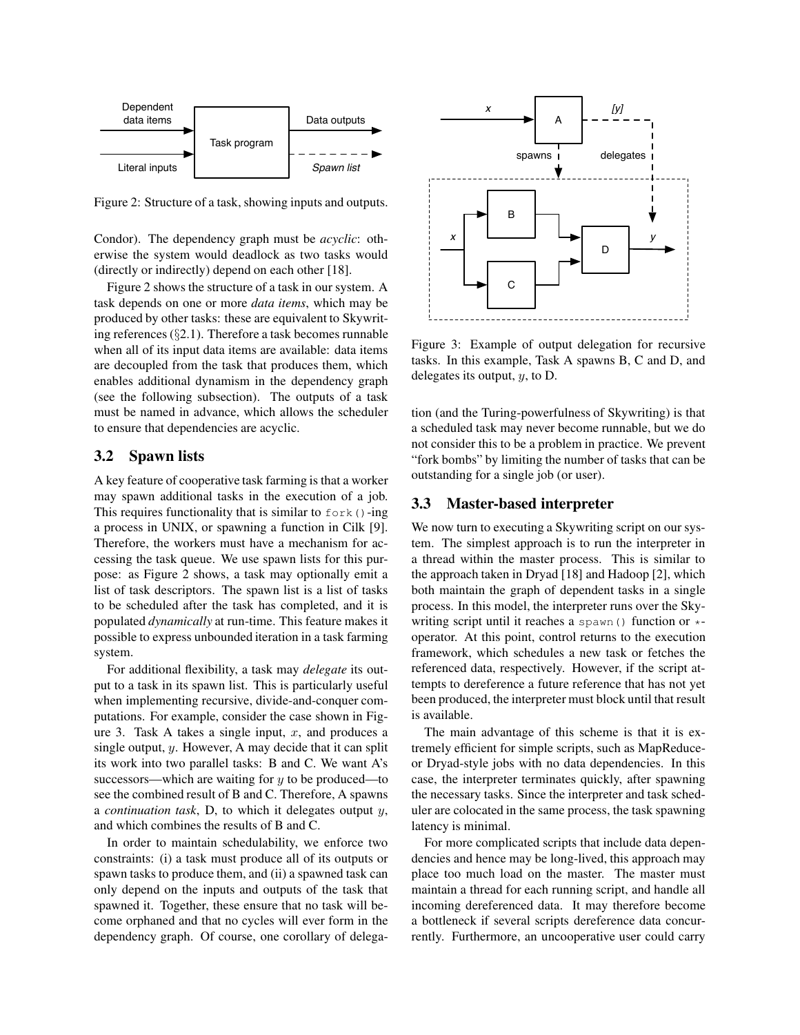Figure 2: Structure of a task, showing inputs and outputs.

Condor). The dependency graph must be *acyclic*: otherwise the system would deadlock as two tasks would (directly or indirectly) depend on each other [18].

Figure 2 shows the structure of a task in our system. A task depends on one or more *data items*, which may be produced by other tasks: these are equivalent to Skywriting references (§2.1). Therefore a task becomes runnable when all of its input data items are available: data items are decoupled from the task that produces them, which enables additional dynamism in the dependency graph (see the following subsection). The outputs of a task must be named in advance, which allows the scheduler to ensure that dependencies are acyclic.

## 3.2 Spawn lists

A key feature of cooperative task farming is that a worker may spawn additional tasks in the execution of a job. This requires functionality that is similar to `fork()`-ing a process in UNIX, or spawning a function in Cilk [9]. Therefore, the workers must have a mechanism for accessing the task queue. We use spawn lists for this purpose: as Figure 2 shows, a task may optionally emit a list of task descriptors. The spawn list is a list of tasks to be scheduled after the task has completed, and it is populated *dynamically* at run-time. This feature makes it possible to express unbounded iteration in a task farming system.

For additional flexibility, a task may *delegate* its output to a task in its spawn list. This is particularly useful when implementing recursive, divide-and-conquer computations. For example, consider the case shown in Figure 3. Task A takes a single input, $x$, and produces a single output, $y$. However, A may decide that it can split its work into two parallel tasks: B and C. We want A's successors—which are waiting for $y$ to be produced—to see the combined result of B and C. Therefore, A spawns a *continuation task*, D, to which it delegates output $y$, and which combines the results of B and C.

In order to maintain schedulability, we enforce two constraints: (i) a task must produce all of its outputs or spawn tasks to produce them, and (ii) a spawned task can only depend on the inputs and outputs of the task that spawned it. Together, these ensure that no task will become orphaned and that no cycles will ever form in the dependency graph. Of course, one corollary of delegation (and the Turing-powerfulness of Skywriting) is that a scheduled task may never become runnable, but we do not consider this to be a problem in practice. We prevent "fork bombs" by limiting the number of tasks that can be outstanding for a single job (or user).

Figure 3: Example of output delegation for recursive tasks. In this example, Task A spawns B, C and D, and delegates its output, $y$, to D.

## 3.3 Master-based interpreter

We now turn to executing a Skywriting script on our system. The simplest approach is to run the interpreter in a thread within the master process. This is similar to the approach taken in Dryad [18] and Hadoop [2], which both maintain the graph of dependent tasks in a single process. In this model, the interpreter runs over the Skywriting script until it reaches a `spawn()` function or `*`-operator. At this point, control returns to the execution framework, which schedules a new task or fetches the referenced data, respectively. However, if the script attempts to dereference a future reference that has not yet been produced, the interpreter must block until that result is available.

The main advantage of this scheme is that it is extremely efficient for simple scripts, such as MapReduce- or Dryad-style jobs with no data dependencies. In this case, the interpreter terminates quickly, after spawning the necessary tasks. Since the interpreter and task scheduler are colocated in the same process, the task spawning latency is minimal.

For more complicated scripts that include data dependencies and hence may be long-lived, this approach may place too much load on the master. The master must maintain a thread for each running script, and handle all incoming dereferenced data. It may therefore become a bottleneck if several scripts dereference data concurrently. Furthermore, an uncooperative user could carry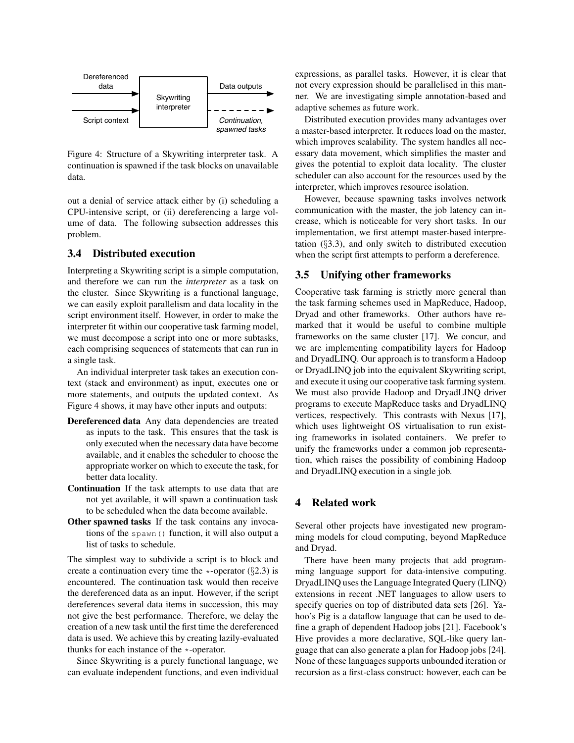Figure 4: Structure of a Skywriting interpreter task. A continuation is spawned if the task blocks on unavailable data.

out a denial of service attack either by (i) scheduling a CPU-intensive script, or (ii) dereferencing a large volume of data. The following subsection addresses this problem.

### 3.4 Distributed execution

Interpreting a Skywriting script is a simple computation, and therefore we can run the *interpreter* as a task on the cluster. Since Skywriting is a functional language, we can easily exploit parallelism and data locality in the script environment itself. However, in order to make the interpreter fit within our cooperative task farming model, we must decompose a script into one or more subtasks, each comprising sequences of statements that can run in a single task.

An individual interpreter task takes an execution context (stack and environment) as input, executes one or more statements, and outputs the updated context. As Figure 4 shows, it may have other inputs and outputs:

**Dereferenced data** Any data dependencies are treated as inputs to the task. This ensures that the task is only executed when the necessary data have become available, and it enables the scheduler to choose the appropriate worker on which to execute the task, for better data locality.

**Continuation** If the task attempts to use data that are not yet available, it will spawn a continuation task to be scheduled when the data become available.

**Other spawned tasks** If the task contains any invocations of the `spawn()` function, it will also output a list of tasks to schedule.

The simplest way to subdivide a script is to block and create a continuation every time the $\star$-operator (§2.3) is encountered. The continuation task would then receive the dereferenced data as an input. However, if the script dereferences several data items in succession, this may not give the best performance. Therefore, we delay the creation of a new task until the first time the dereferenced data is used. We achieve this by creating lazily-evaluated thunks for each instance of the $\star$-operator.

Since Skywriting is a purely functional language, we can evaluate independent functions, and even individual expressions, as parallel tasks. However, it is clear that not every expression should be parallelised in this manner. We are investigating simple annotation-based and adaptive schemes as future work.

Distributed execution provides many advantages over a master-based interpreter. It reduces load on the master, which improves scalability. The system handles all necessary data movement, which simplifies the master and gives the potential to exploit data locality. The cluster scheduler can also account for the resources used by the interpreter, which improves resource isolation.

However, because spawning tasks involves network communication with the master, the job latency can increase, which is noticeable for very short tasks. In our implementation, we first attempt master-based interpretation (§3.3), and only switch to distributed execution when the script first attempts to perform a dereference.

### 3.5 Unifying other frameworks

Cooperative task farming is strictly more general than the task farming schemes used in MapReduce, Hadoop, Dryad and other frameworks. Other authors have remarked that it would be useful to combine multiple frameworks on the same cluster [17]. We concur, and we are implementing compatibility layers for Hadoop and DryadLINQ. Our approach is to transform a Hadoop or DryadLINQ job into the equivalent Skywriting script, and execute it using our cooperative task farming system. We must also provide Hadoop and DryadLINQ driver programs to execute MapReduce tasks and DryadLINQ vertices, respectively. This contrasts with Nexus [17], which uses lightweight OS virtualisation to run existing frameworks in isolated containers. We prefer to unify the frameworks under a common job representation, which raises the possibility of combining Hadoop and DryadLINQ execution in a single job.

## 4 Related work

Several other projects have investigated new programming models for cloud computing, beyond MapReduce and Dryad.

There have been many projects that add programming language support for data-intensive computing. DryadLINQ uses the Language Integrated Query (LINQ) extensions in recent .NET languages to allow users to specify queries on top of distributed data sets [26]. Yahoo's Pig is a dataflow language that can be used to define a graph of dependent Hadoop jobs [21]. Facebook's Hive provides a more declarative, SQL-like query language that can also generate a plan for Hadoop jobs [24]. None of these languages supports unbounded iteration or recursion as a first-class construct: however, each can be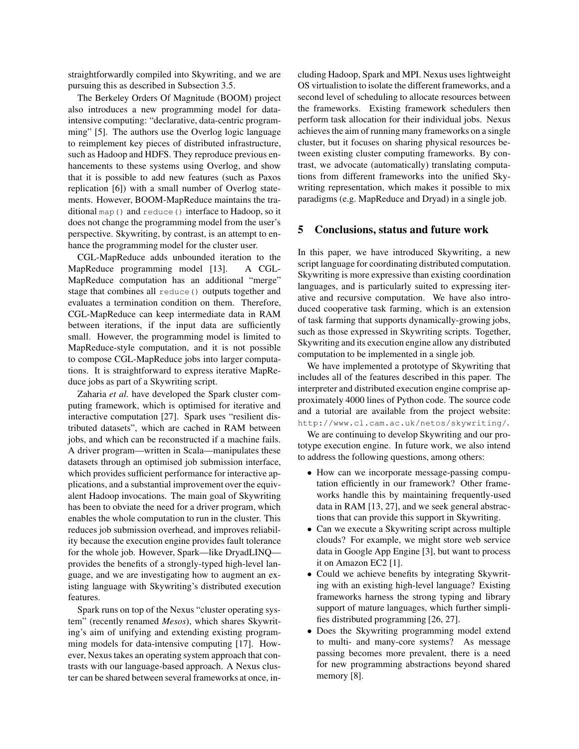straightforwardly compiled into Skywriting, and we are pursuing this as described in Subsection 3.5.

The Berkeley Orders Of Magnitude (BOOM) project also introduces a new programming model for data-intensive computing: "declarative, data-centric programming" [5]. The authors use the Overlog logic language to reimplement key pieces of distributed infrastructure, such as Hadoop and HDFS. They reproduce previous enhancements to these systems using Overlog, and show that it is possible to add new features (such as Paxos replication [6]) with a small number of Overlog statements. However, BOOM-MapReduce maintains the traditional `map()` and `reduce()` interface to Hadoop, so it does not change the programming model from the user's perspective. Skywriting, by contrast, is an attempt to enhance the programming model for the cluster user.

CGL-MapReduce adds unbounded iteration to the MapReduce programming model [13]. A CGL-MapReduce computation has an additional "merge" stage that combines all `reduce()` outputs together and evaluates a termination condition on them. Therefore, CGL-MapReduce can keep intermediate data in RAM between iterations, if the input data are sufficiently small. However, the programming model is limited to MapReduce-style computation, and it is not possible to compose CGL-MapReduce jobs into larger computations. It is straightforward to express iterative MapReduce jobs as part of a Skywriting script.

Zaharia *et al.* have developed the Spark cluster computing framework, which is optimised for iterative and interactive computation [27]. Spark uses "resilient distributed datasets", which are cached in RAM between jobs, and which can be reconstructed if a machine fails. A driver program—written in Scala—manipulates these datasets through an optimised job submission interface, which provides sufficient performance for interactive applications, and a substantial improvement over the equivalent Hadoop invocations. The main goal of Skywriting has been to obviate the need for a driver program, which enables the whole computation to run in the cluster. This reduces job submission overhead, and improves reliability because the execution engine provides fault tolerance for the whole job. However, Spark—like DryadLINQ—provides the benefits of a strongly-typed high-level language, and we are investigating how to augment an existing language with Skywriting's distributed execution features.

Spark runs on top of the Nexus "cluster operating system" (recently renamed *Mesos*), which shares Skywriting's aim of unifying and extending existing programming models for data-intensive computing [17]. However, Nexus takes an operating system approach that contrasts with our language-based approach. A Nexus cluster can be shared between several frameworks at once, including Hadoop, Spark and MPI. Nexus uses lightweight OS virtualistion to isolate the different frameworks, and a second level of scheduling to allocate resources between the frameworks. Existing framework schedulers then perform task allocation for their individual jobs. Nexus achieves the aim of running many frameworks on a single cluster, but it focuses on sharing physical resources between existing cluster computing frameworks. By contrast, we advocate (automatically) translating computations from different frameworks into the unified Skywriting representation, which makes it possible to mix paradigms (e.g. MapReduce and Dryad) in a single job.

## 5 Conclusions, status and future work

In this paper, we have introduced Skywriting, a new script language for coordinating distributed computation. Skywriting is more expressive than existing coordination languages, and is particularly suited to expressing iterative and recursive computation. We have also introduced cooperative task farming, which is an extension of task farming that supports dynamically-growing jobs, such as those expressed in Skywriting scripts. Together, Skywriting and its execution engine allow any distributed computation to be implemented in a single job.

We have implemented a prototype of Skywriting that includes all of the features described in this paper. The interpreter and distributed execution engine comprise approximately 4000 lines of Python code. The source code and a tutorial are available from the project website: `http://www.cl.cam.ac.uk/netos/skywriting/`.

We are continuing to develop Skywriting and our prototype execution engine. In future work, we also intend to address the following questions, among others:

- How can we incorporate message-passing computation efficiently in our framework? Other frameworks handle this by maintaining frequently-used data in RAM [13, 27], and we seek general abstractions that can provide this support in Skywriting.
- Can we execute a Skywriting script across multiple clouds? For example, we might store web service data in Google App Engine [3], but want to process it on Amazon EC2 [1].
- Could we achieve benefits by integrating Skywriting with an existing high-level language? Existing frameworks harness the strong typing and library support of mature languages, which further simplifies distributed programming [26, 27].
- Does the Skywriting programming model extend to multi- and many-core systems? As message passing becomes more prevalent, there is a need for new programming abstractions beyond shared memory [8].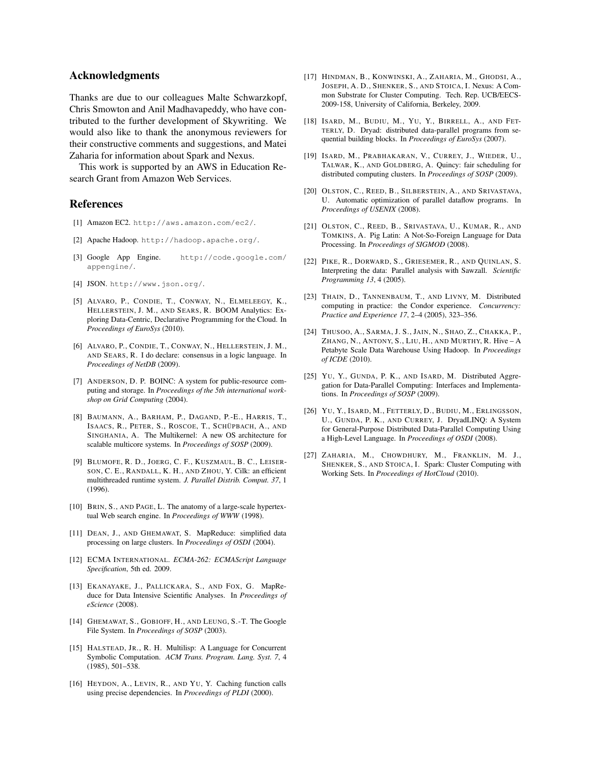## Acknowledgments

Thanks are due to our colleagues Malte Schwarzkopf, Chris Smowton and Anil Madhavapeddy, who have contributed to the further development of Skywriting. We would also like to thank the anonymous reviewers for their constructive comments and suggestions, and Matei Zaharia for information about Spark and Nexus.

This work is supported by an AWS in Education Research Grant from Amazon Web Services.

## References

[1] Amazon EC2. http://aws.amazon.com/ec2/.

[2] Apache Hadoop. http://hadoop.apache.org/.

[3] Google App Engine. http://code.google.com/appengine/.

[4] JSON. http://www.json.org/.

[5] Alvaro, P., Condie, T., Conway, N., Elmeleegy, K., Hellerstein, J. M., and Sears, R. BOOM Analytics: Exploring Data-Centric, Declarative Programming for the Cloud. In *Proceedings of EuroSys* (2010).

[6] Alvaro, P., Condie, T., Conway, N., Hellerstein, J. M., and Sears, R. I do declare: consensus in a logic language. In *Proceedings of NetDB* (2009).

[7] Anderson, D. P. BOINC: A system for public-resource computing and storage. In *Proceedings of the 5th international workshop on Grid Computing* (2004).

[8] Baumann, A., Barham, P., Dagand, P.-E., Harris, T., Isaacs, R., Peter, S., Roscoe, T., Schüpbach, A., and Singhania, A. The Multikernel: A new OS architecture for scalable multicore systems. In *Proceedings of SOSP* (2009).

[9] Blumofe, R. D., Joerg, C. F., Kuszmaul, B. C., Leiserson, C. E., Randall, K. H., and Zhou, Y. Cilk: an efficient multithreaded runtime system. *J. Parallel Distrib. Comput. 37*, 1 (1996).

[10] Brin, S., and Page, L. The anatomy of a large-scale hypertextual Web search engine. In *Proceedings of WWW* (1998).

[11] Dean, J., and Ghemawat, S. MapReduce: simplified data processing on large clusters. In *Proceedings of OSDI* (2004).

[12] ECMA International. *ECMA-262: ECMAScript Language Specification*, 5th ed. 2009.

[13] Ekanayake, J., Pallickara, S., and Fox, G. MapReduce for Data Intensive Scientific Analyses. In *Proceedings of eScience* (2008).

[14] Ghemawat, S., Gobioff, H., and Leung, S.-T. The Google File System. In *Proceedings of SOSP* (2003).

[15] Halstead, Jr., R. H. Multilisp: A Language for Concurrent Symbolic Computation. *ACM Trans. Program. Lang. Syst. 7*, 4 (1985), 501–538.

[16] Heydon, A., Levin, R., and Yu, Y. Caching function calls using precise dependencies. In *Proceedings of PLDI* (2000).

[17] Hindman, B., Konwinski, A., Zaharia, M., Ghodsi, A., Joseph, A. D., Shenker, S., and Stoica, I. Nexus: A Common Substrate for Cluster Computing. Tech. Rep. UCB/EECS-2009-158, University of California, Berkeley, 2009.

[18] Isard, M., Budiu, M., Yu, Y., Birrell, A., and Fetterly, D. Dryad: distributed data-parallel programs from sequential building blocks. In *Proceedings of EuroSys* (2007).

[19] Isard, M., Prabhakaran, V., Currey, J., Wieder, U., Talwar, K., and Goldberg, A. Quincy: fair scheduling for distributed computing clusters. In *Proceedings of SOSP* (2009).

[20] Olston, C., Reed, B., Silberstein, A., and Srivastava, U. Automatic optimization of parallel dataflow programs. In *Proceedings of USENIX* (2008).

[21] Olston, C., Reed, B., Srivastava, U., Kumar, R., and Tomkins, A. Pig Latin: A Not-So-Foreign Language for Data Processing. In *Proceedings of SIGMOD* (2008).

[22] Pike, R., Dorward, S., Griesemer, R., and Quinlan, S. Interpreting the data: Parallel analysis with Sawzall. *Scientific Programming 13*, 4 (2005).

[23] Thain, D., Tannenbaum, T., and Livny, M. Distributed computing in practice: the Condor experience. *Concurrency: Practice and Experience 17*, 2–4 (2005), 323–356.

[24] Thusoo, A., Sarma, J. S., Jain, N., Shao, Z., Chakka, P., Zhang, N., Antony, S., Liu, H., and Murthy, R. Hive – A Petabyte Scale Data Warehouse Using Hadoop. In *Proceedings of ICDE* (2010).

[25] Yu, Y., Gunda, P. K., and Isard, M. Distributed Aggregation for Data-Parallel Computing: Interfaces and Implementations. In *Proceedings of SOSP* (2009).

[26] Yu, Y., Isard, M., Fetterly, D., Budiu, M., Erlingsson, U., Gunda, P. K., and Currey, J. DryadLINQ: A System for General-Purpose Distributed Data-Parallel Computing Using a High-Level Language. In *Proceedings of OSDI* (2008).

[27] Zaharia, M., Chowdhury, M., Franklin, M. J., Shenker, S., and Stoica, I. Spark: Cluster Computing with Working Sets. In *Proceedings of HotCloud* (2010).